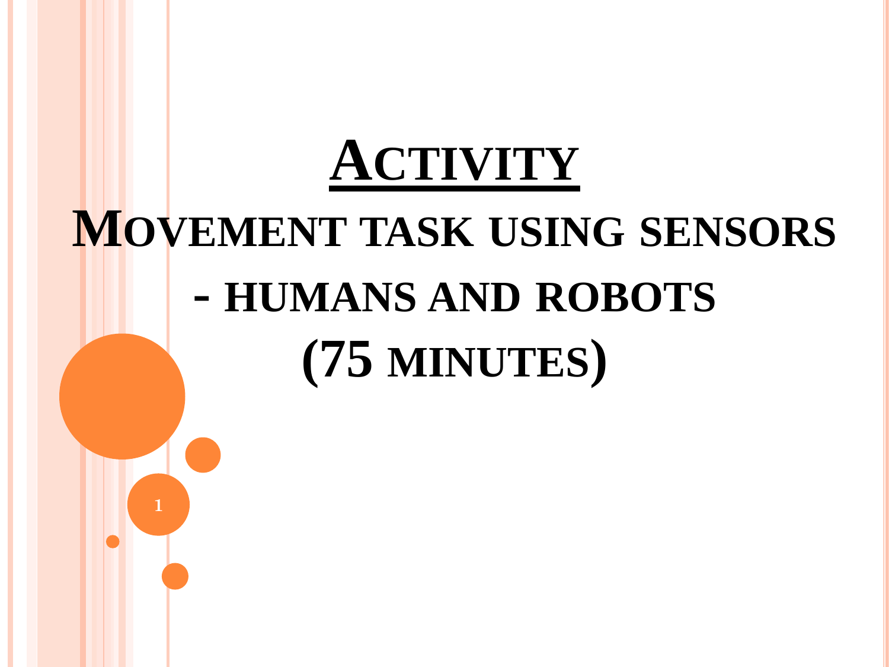# Activity

## Movement task using sensors - humans and robots (75 minutes)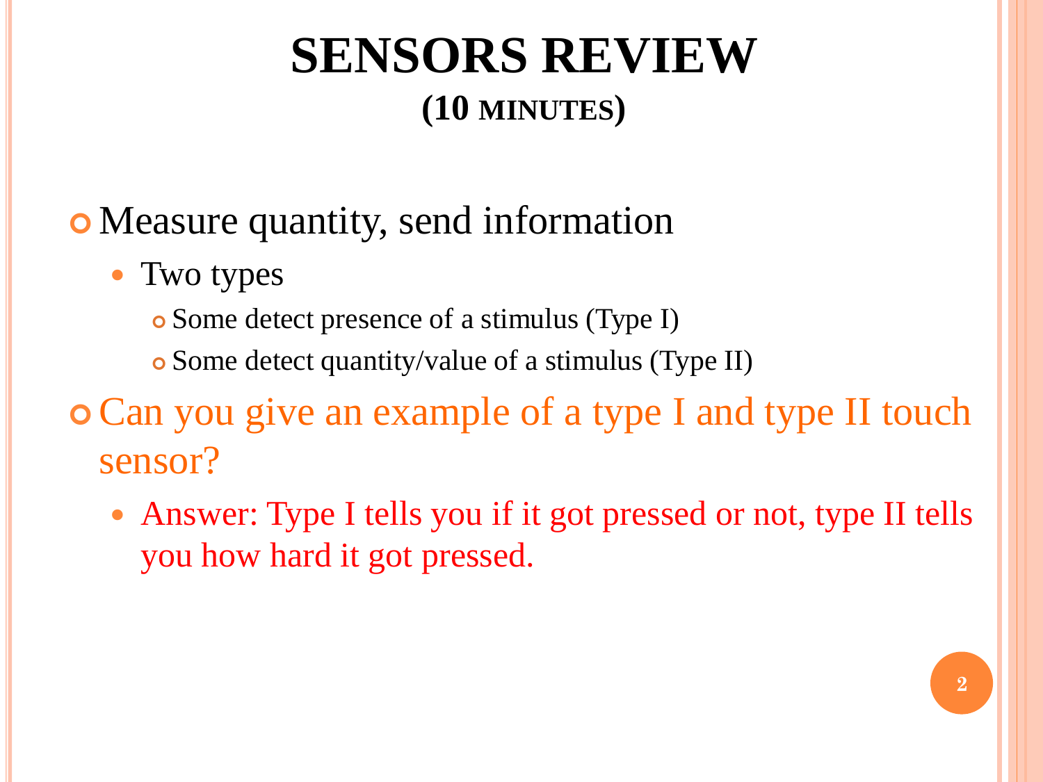# SENSORS REVIEW
## (10 MINUTES)

- Measure quantity, send information
  - Two types
    - Some detect presence of a stimulus (Type I)
    - Some detect quantity/value of a stimulus (Type II)
- Can you give an example of a type I and type II touch sensor?
  - Answer: Type I tells you if it got pressed or not, type II tells you how hard it got pressed.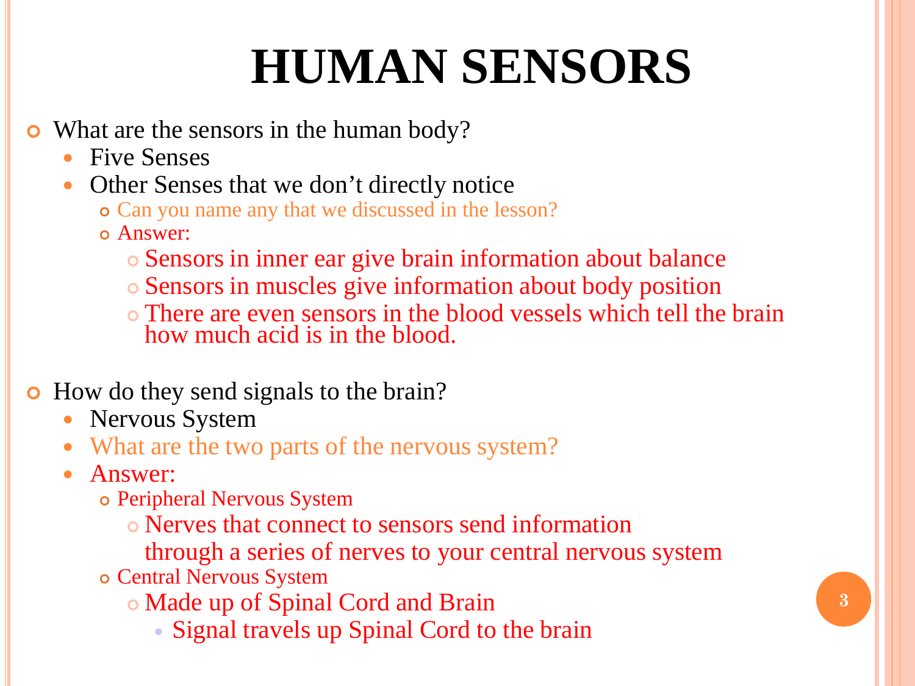# HUMAN SENSORS

- What are the sensors in the human body?
  - Five Senses
  - Other Senses that we don't directly notice
    - Can you name any that we discussed in the lesson?
    - Answer:
      - Sensors in inner ear give brain information about balance
      - Sensors in muscles give information about body position
      - There are even sensors in the blood vessels which tell the brain how much acid is in the blood.

- How do they send signals to the brain?
  - Nervous System
  - What are the two parts of the nervous system?
  - Answer:
    - Peripheral Nervous System
      - Nerves that connect to sensors send information through a series of nerves to your central nervous system
    - Central Nervous System
      - Made up of Spinal Cord and Brain
        - Signal travels up Spinal Cord to the brain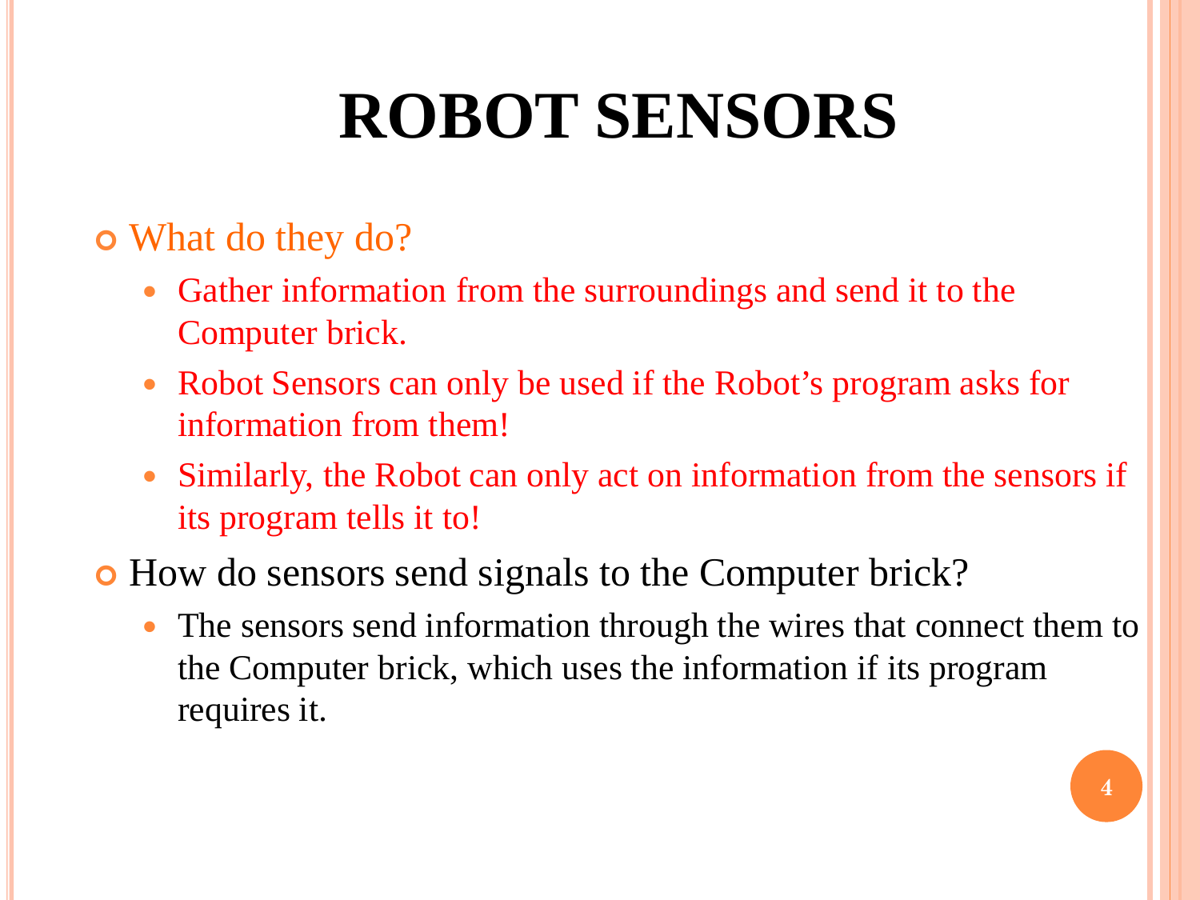# ROBOT SENSORS

- What do they do?
  - Gather information from the surroundings and send it to the Computer brick.
  - Robot Sensors can only be used if the Robot's program asks for information from them!
  - Similarly, the Robot can only act on information from the sensors if its program tells it to!
- How do sensors send signals to the Computer brick?
  - The sensors send information through the wires that connect them to the Computer brick, which uses the information if its program requires it.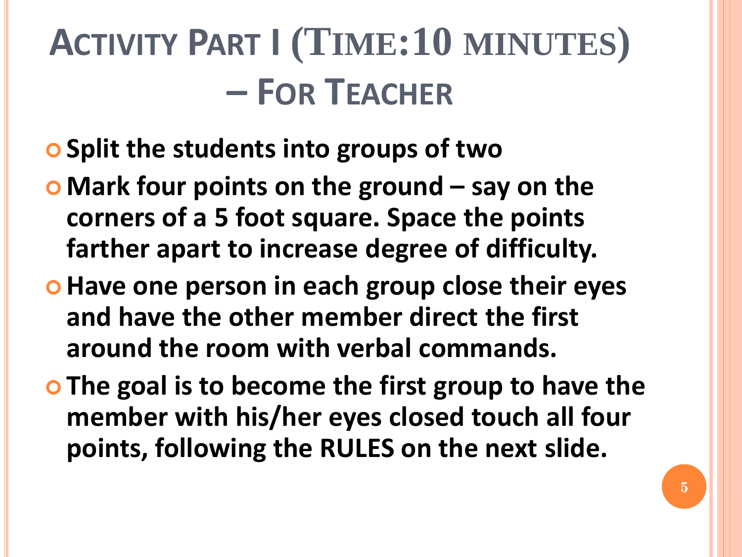# Activity Part I (Time:10 minutes) – For Teacher

- **Split the students into groups of two**
- **Mark four points on the ground – say on the corners of a 5 foot square. Space the points farther apart to increase degree of difficulty.**
- **Have one person in each group close their eyes and have the other member direct the first around the room with verbal commands.**
- **The goal is to become the first group to have the member with his/her eyes closed touch all four points, following the RULES on the next slide.**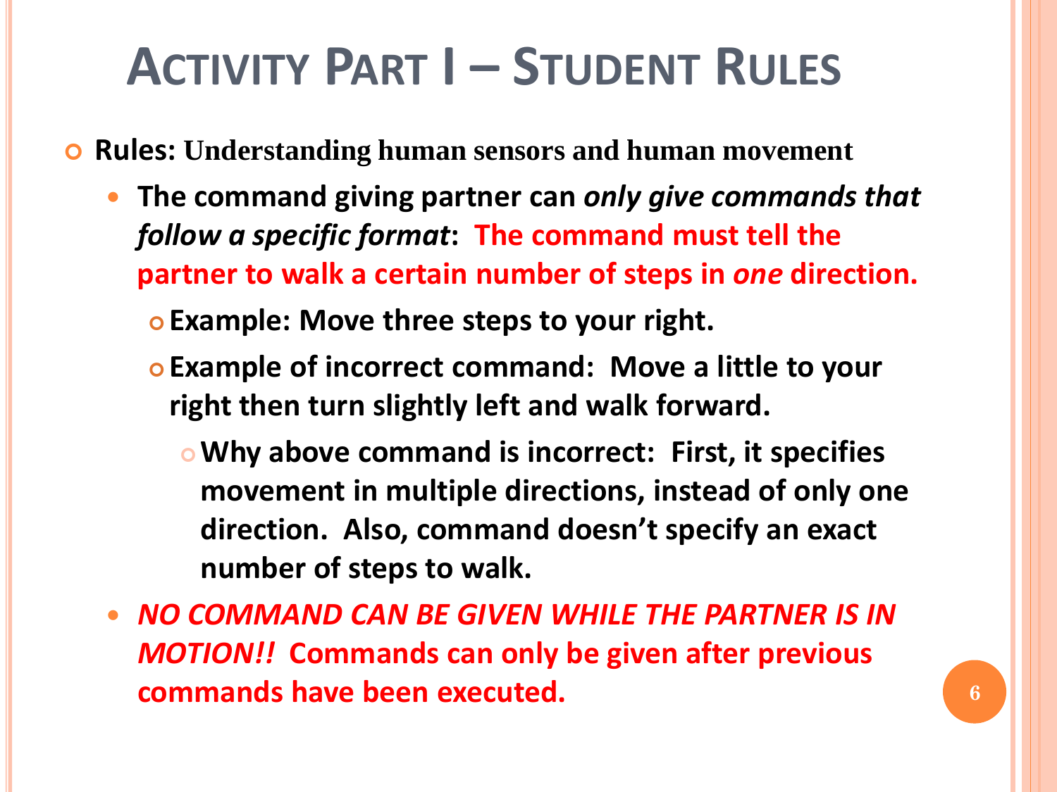# Activity Part I – Student Rules

- **Rules: Understanding human sensors and human movement**
  - **The command giving partner can *only give commands that follow a specific format*: The command must tell the partner to walk a certain number of steps in *one* direction.**
    - **Example: Move three steps to your right.**
    - **Example of incorrect command: Move a little to your right then turn slightly left and walk forward.**
      - **Why above command is incorrect: First, it specifies movement in multiple directions, instead of only one direction. Also, command doesn't specify an exact number of steps to walk.**
  - ***NO COMMAND CAN BE GIVEN WHILE THE PARTNER IS IN MOTION!!* Commands can only be given after previous commands have been executed.**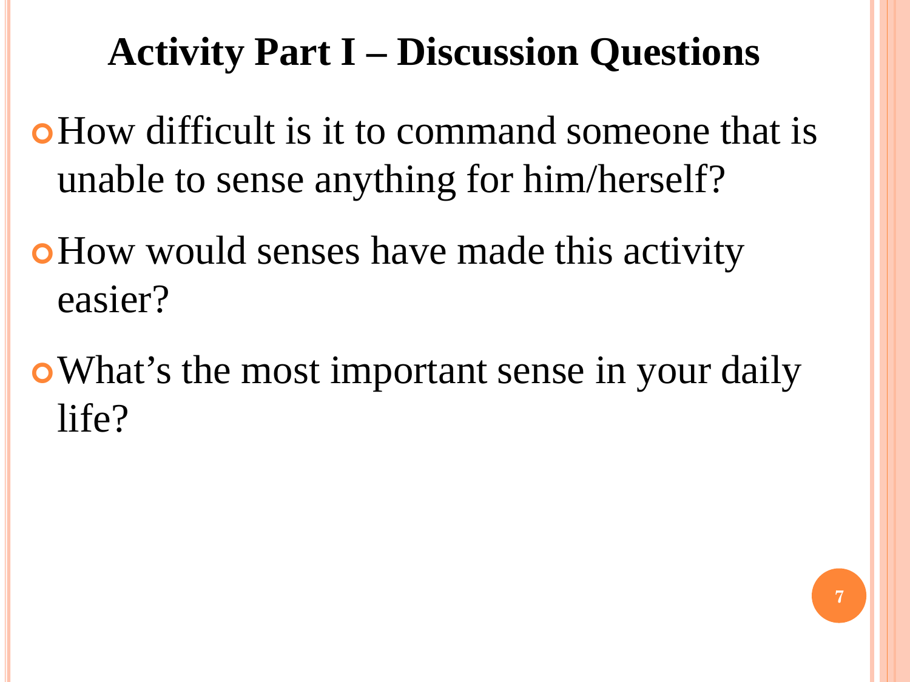# Activity Part I – Discussion Questions

- How difficult is it to command someone that is unable to sense anything for him/herself?
- How would senses have made this activity easier?
- What's the most important sense in your daily life?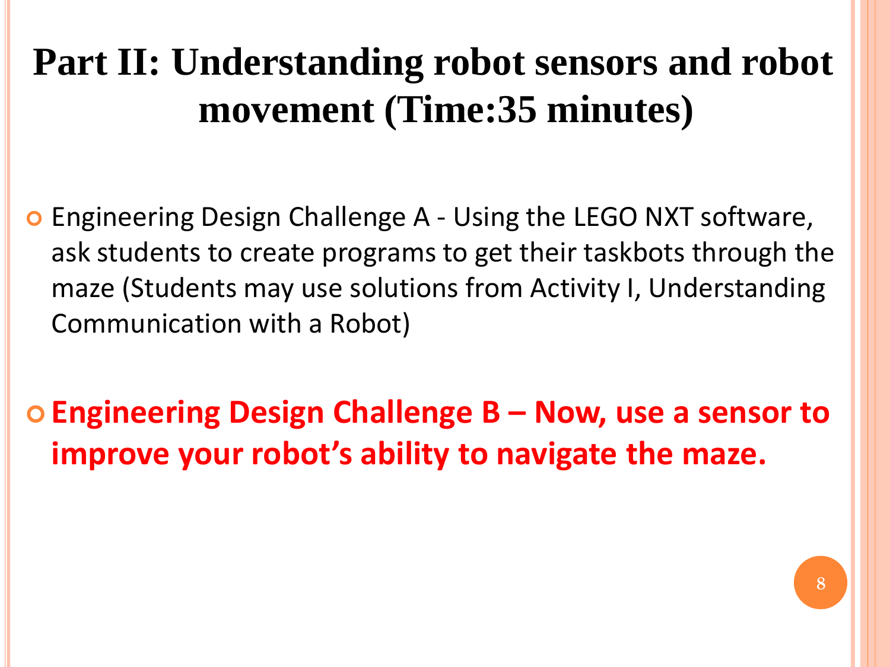# Part II: Understanding robot sensors and robot movement (Time:35 minutes)

- Engineering Design Challenge A - Using the LEGO NXT software, ask students to create programs to get their taskbots through the maze (Students may use solutions from Activity I, Understanding Communication with a Robot)

- **Engineering Design Challenge B – Now, use a sensor to improve your robot's ability to navigate the maze.**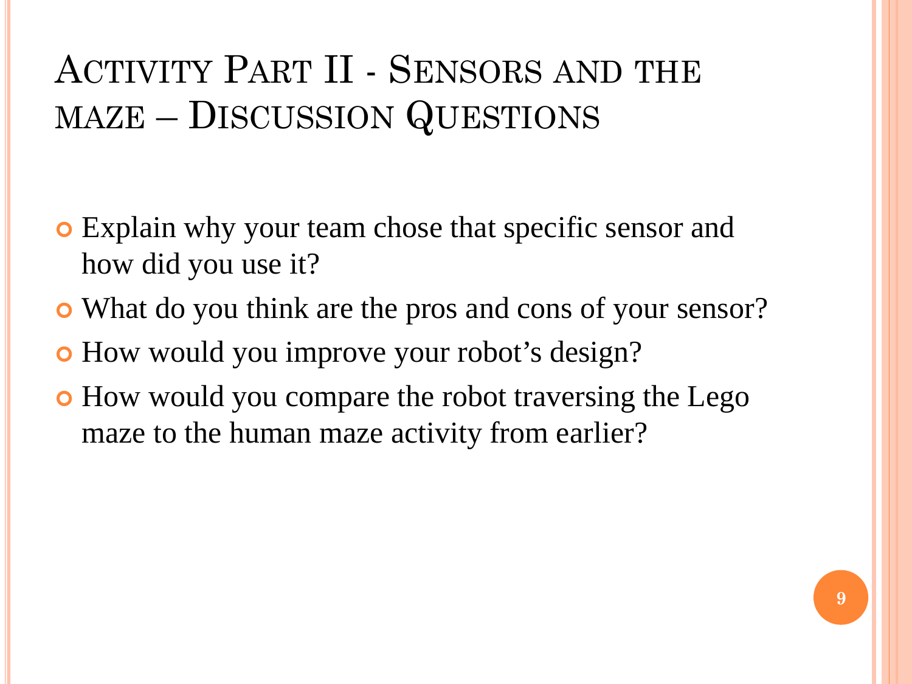# Activity Part II - Sensors and the maze – Discussion Questions

- Explain why your team chose that specific sensor and how did you use it?
- What do you think are the pros and cons of your sensor?
- How would you improve your robot's design?
- How would you compare the robot traversing the Lego maze to the human maze activity from earlier?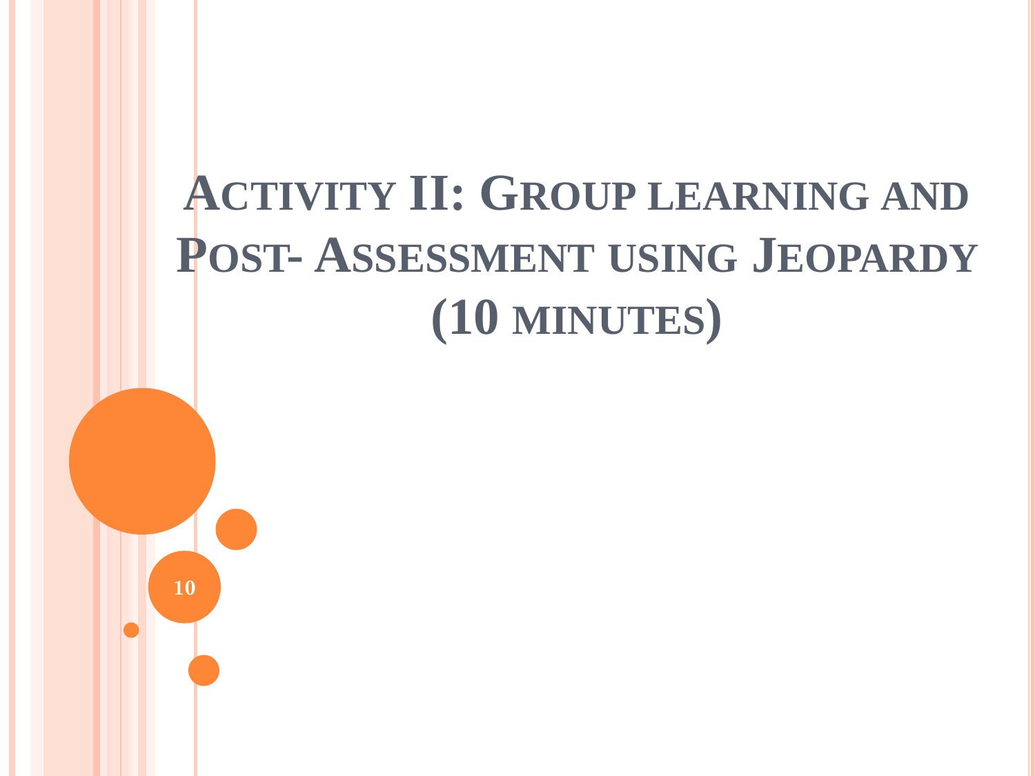# Activity II: Group learning and Post- Assessment using Jeopardy (10 minutes)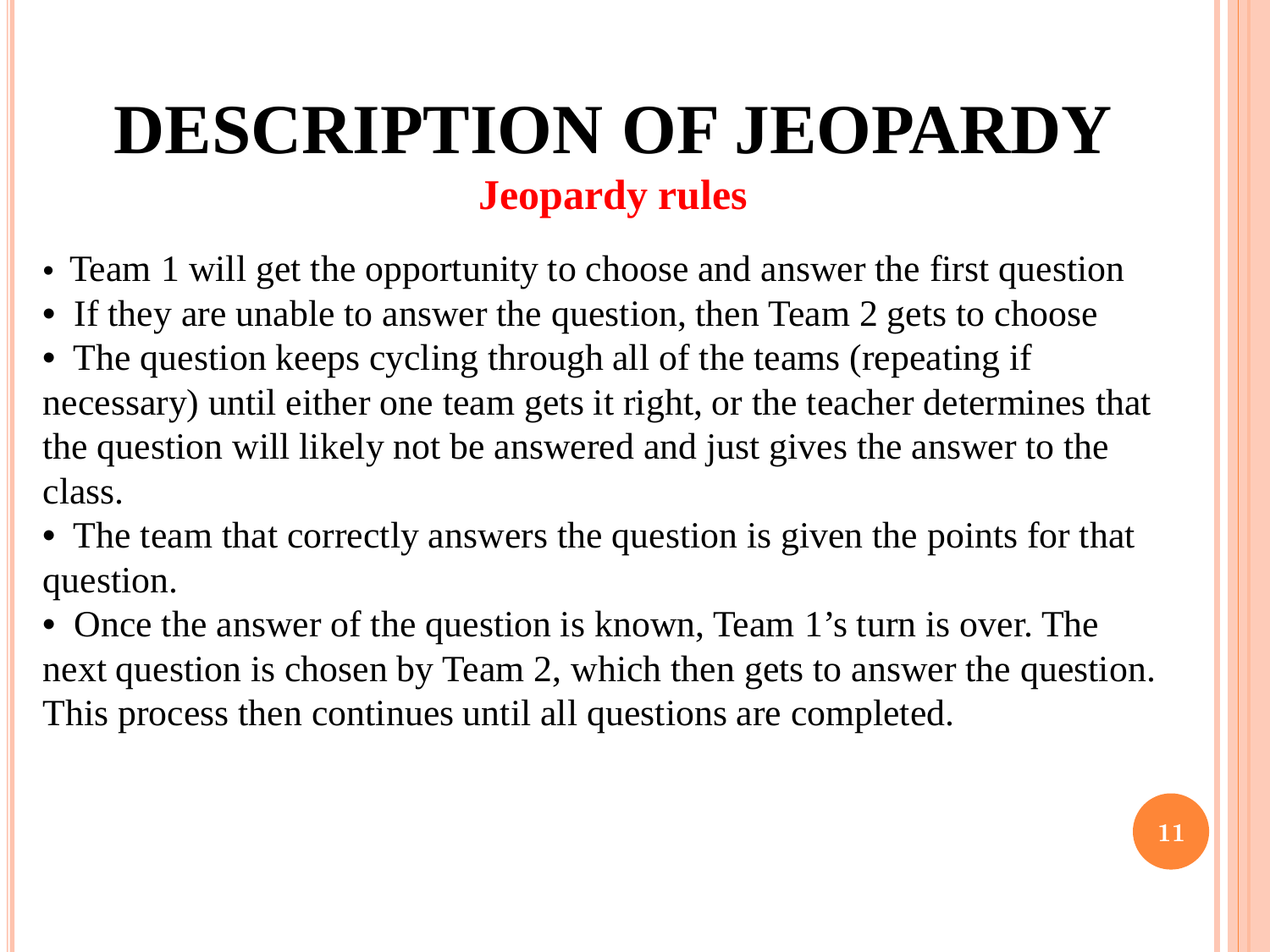# DESCRIPTION OF JEOPARDY

## Jeopardy rules

- Team 1 will get the opportunity to choose and answer the first question
- If they are unable to answer the question, then Team 2 gets to choose
- The question keeps cycling through all of the teams (repeating if necessary) until either one team gets it right, or the teacher determines that the question will likely not be answered and just gives the answer to the class.
- The team that correctly answers the question is given the points for that question.
- Once the answer of the question is known, Team 1's turn is over. The next question is chosen by Team 2, which then gets to answer the question. This process then continues until all questions are completed.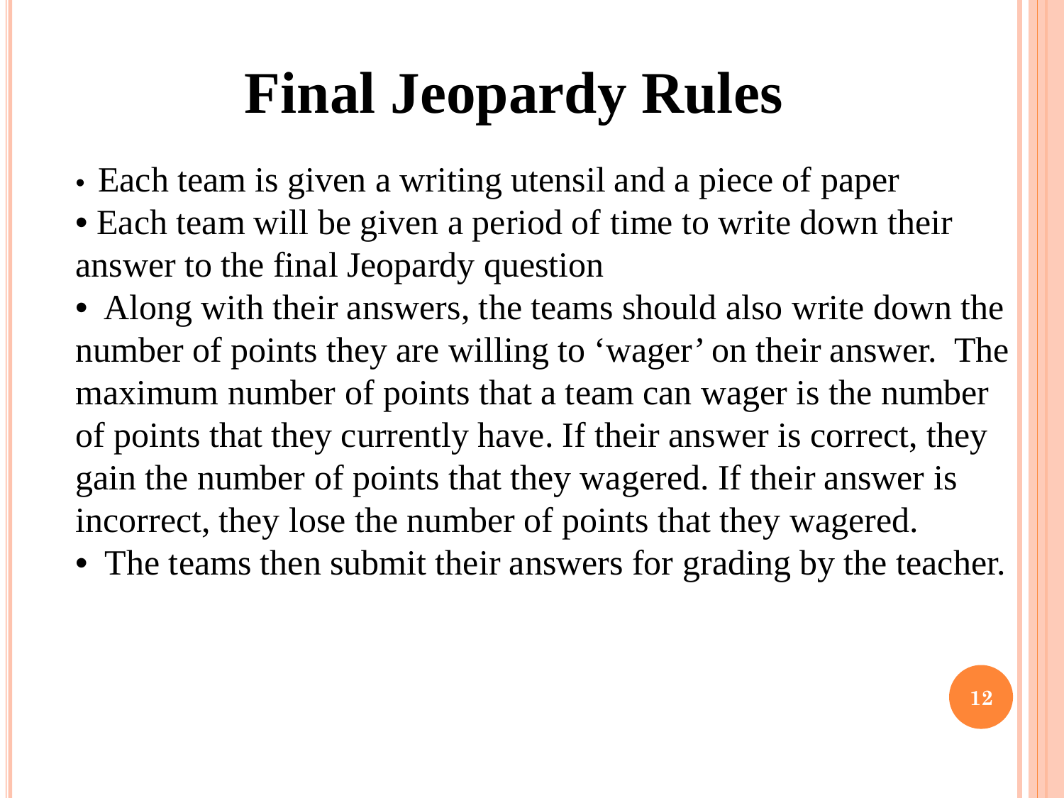# Final Jeopardy Rules

- Each team is given a writing utensil and a piece of paper
- Each team will be given a period of time to write down their answer to the final Jeopardy question
- Along with their answers, the teams should also write down the number of points they are willing to 'wager' on their answer. The maximum number of points that a team can wager is the number of points that they currently have. If their answer is correct, they gain the number of points that they wagered. If their answer is incorrect, they lose the number of points that they wagered.
- The teams then submit their answers for grading by the teacher.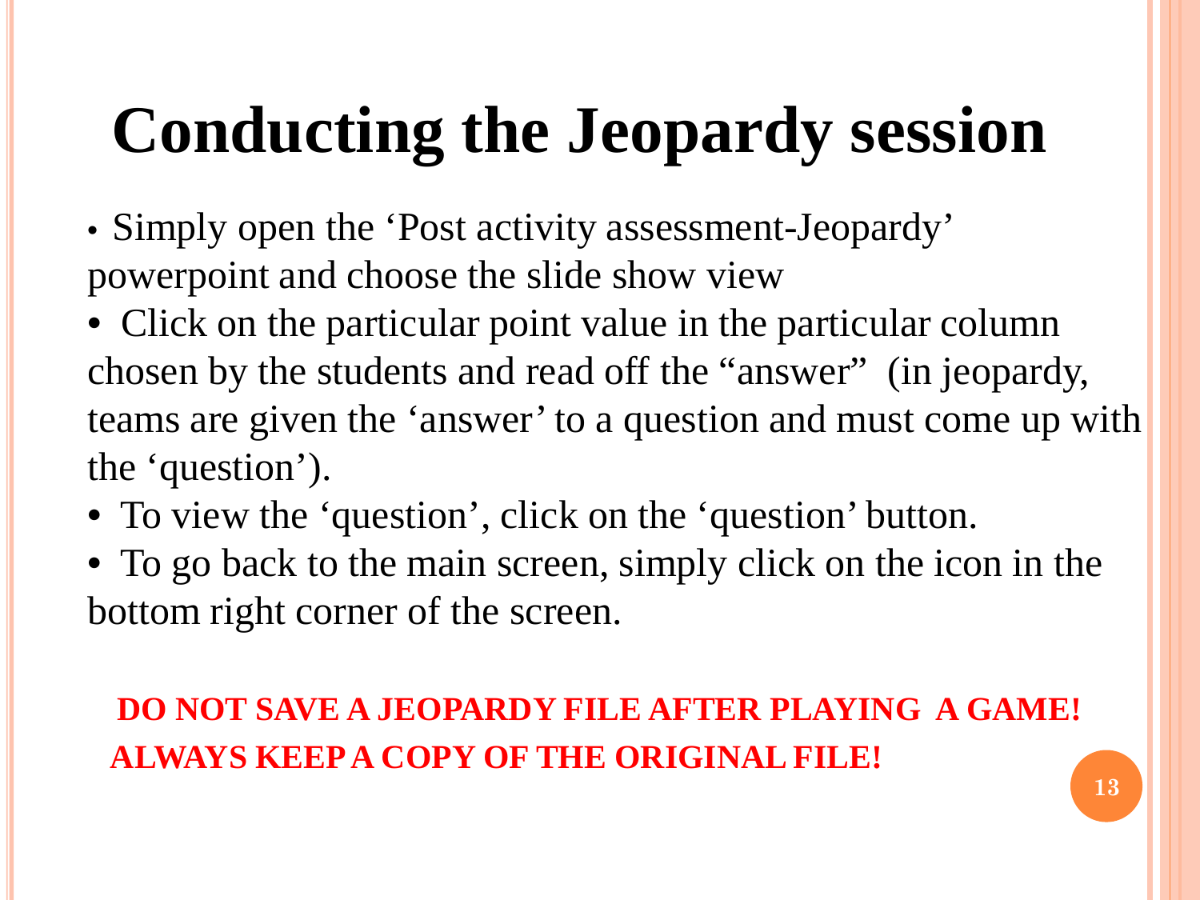# Conducting the Jeopardy session

- Simply open the 'Post activity assessment-Jeopardy' powerpoint and choose the slide show view
- Click on the particular point value in the particular column chosen by the students and read off the "answer" (in jeopardy, teams are given the 'answer' to a question and must come up with the 'question').
- To view the 'question', click on the 'question' button.
- To go back to the main screen, simply click on the icon in the bottom right corner of the screen.

**DO NOT SAVE A JEOPARDY FILE AFTER PLAYING A GAME!**
**ALWAYS KEEP A COPY OF THE ORIGINAL FILE!**